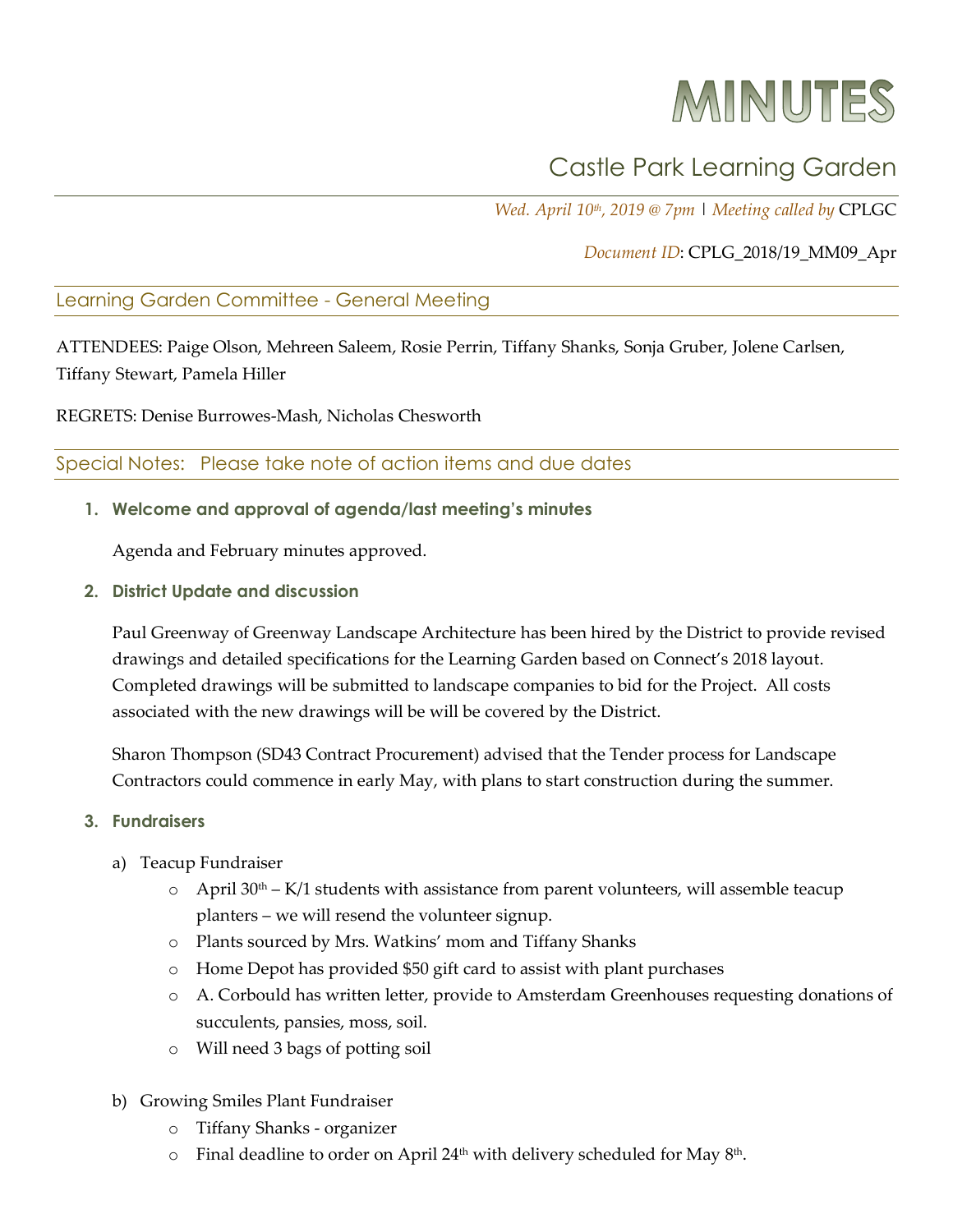# MINUTES

## Castle Park Learning Garden

*Wed. April 10th, 2019 @ 7pm* | *Meeting called by* CPLGC

*Document ID*: CPLG_2018/19_MM09_Apr

### Learning Garden Committee - General Meeting

ATTENDEES: Paige Olson, Mehreen Saleem, Rosie Perrin, Tiffany Shanks, Sonja Gruber, Jolene Carlsen, Tiffany Stewart, Pamela Hiller

REGRETS: Denise Burrowes-Mash, Nicholas Chesworth

### Special Notes: Please take note of action items and due dates

1. **Welcome and approval of agenda/last meeting's minutes**

   Agenda and February minutes approved.

2. **District Update and discussion**

   Paul Greenway of Greenway Landscape Architecture has been hired by the District to provide revised drawings and detailed specifications for the Learning Garden based on Connect's 2018 layout. Completed drawings will be submitted to landscape companies to bid for the Project. All costs associated with the new drawings will be will be covered by the District.

   Sharon Thompson (SD43 Contract Procurement) advised that the Tender process for Landscape Contractors could commence in early May, with plans to start construction during the summer.

3. **Fundraisers**

   a) Teacup Fundraiser
      - April 30th – K/1 students with assistance from parent volunteers, will assemble teacup planters – we will resend the volunteer signup.
      - Plants sourced by Mrs. Watkins' mom and Tiffany Shanks
      - Home Depot has provided $50 gift card to assist with plant purchases
      - A. Corbould has written letter, provide to Amsterdam Greenhouses requesting donations of succulents, pansies, moss, soil.
      - Will need 3 bags of potting soil

   b) Growing Smiles Plant Fundraiser
      - Tiffany Shanks - organizer
      - Final deadline to order on April 24th with delivery scheduled for May 8th.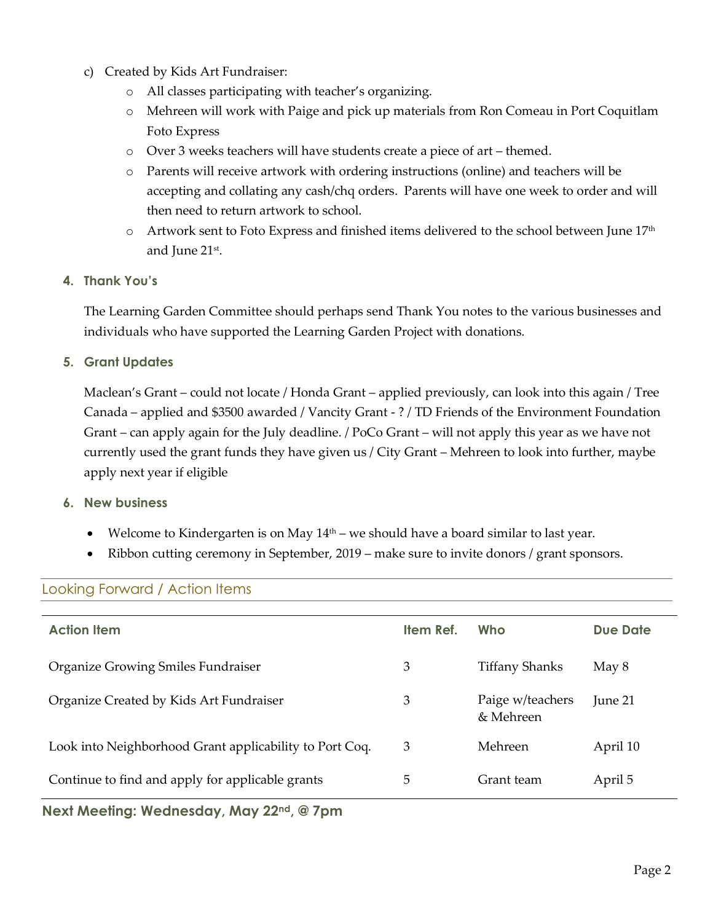c) Created by Kids Art Fundraiser:
   - All classes participating with teacher's organizing.
   - Mehreen will work with Paige and pick up materials from Ron Comeau in Port Coquitlam Foto Express
   - Over 3 weeks teachers will have students create a piece of art – themed.
   - Parents will receive artwork with ordering instructions (online) and teachers will be accepting and collating any cash/chq orders. Parents will have one week to order and will then need to return artwork to school.
   - Artwork sent to Foto Express and finished items delivered to the school between June 17th and June 21st.

### 4. Thank You's

The Learning Garden Committee should perhaps send Thank You notes to the various businesses and individuals who have supported the Learning Garden Project with donations.

### 5. Grant Updates

Maclean's Grant – could not locate / Honda Grant – applied previously, can look into this again / Tree Canada – applied and $3500 awarded / Vancity Grant - ? / TD Friends of the Environment Foundation Grant – can apply again for the July deadline. / PoCo Grant – will not apply this year as we have not currently used the grant funds they have given us / City Grant – Mehreen to look into further, maybe apply next year if eligible

### 6. New business

- Welcome to Kindergarten is on May 14th – we should have a board similar to last year.
- Ribbon cutting ceremony in September, 2019 – make sure to invite donors / grant sponsors.

## Looking Forward / Action Items

| Action Item | Item Ref. | Who | Due Date |
|---|---|---|---|
| Organize Growing Smiles Fundraiser | 3 | Tiffany Shanks | May 8 |
| Organize Created by Kids Art Fundraiser | 3 | Paige w/teachers & Mehreen | June 21 |
| Look into Neighborhood Grant applicability to Port Coq. | 3 | Mehreen | April 10 |
| Continue to find and apply for applicable grants | 5 | Grant team | April 5 |

**Next Meeting: Wednesday, May 22nd, @ 7pm**